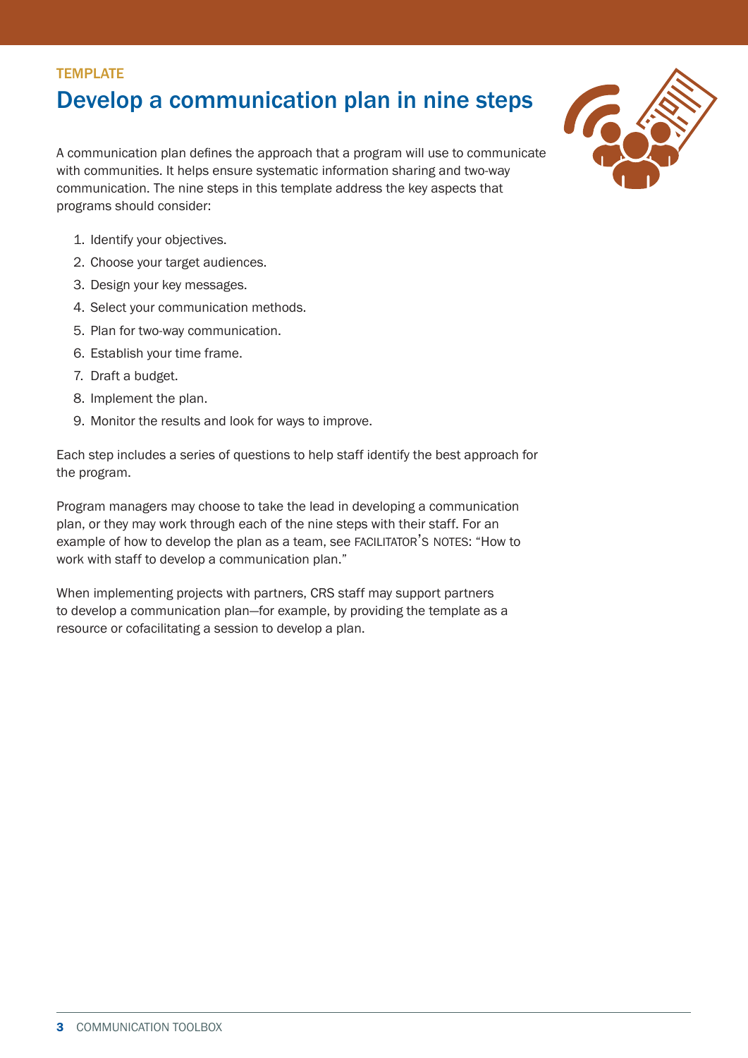TEMPLATE

# Develop a communication plan in nine steps

A communication plan defines the approach that a program will use to communicate with communities. It helps ensure systematic information sharing and two-way communication. The nine steps in this template address the key aspects that programs should consider:

1. Identify your objectives.
2. Choose your target audiences.
3. Design your key messages.
4. Select your communication methods.
5. Plan for two-way communication.
6. Establish your time frame.
7. Draft a budget.
8. Implement the plan.
9. Monitor the results and look for ways to improve.

Each step includes a series of questions to help staff identify the best approach for the program.

Program managers may choose to take the lead in developing a communication plan, or they may work through each of the nine steps with their staff. For an example of how to develop the plan as a team, see FACILITATOR'S NOTES: "How to work with staff to develop a communication plan."

When implementing projects with partners, CRS staff may support partners to develop a communication plan—for example, by providing the template as a resource or cofacilitating a session to develop a plan.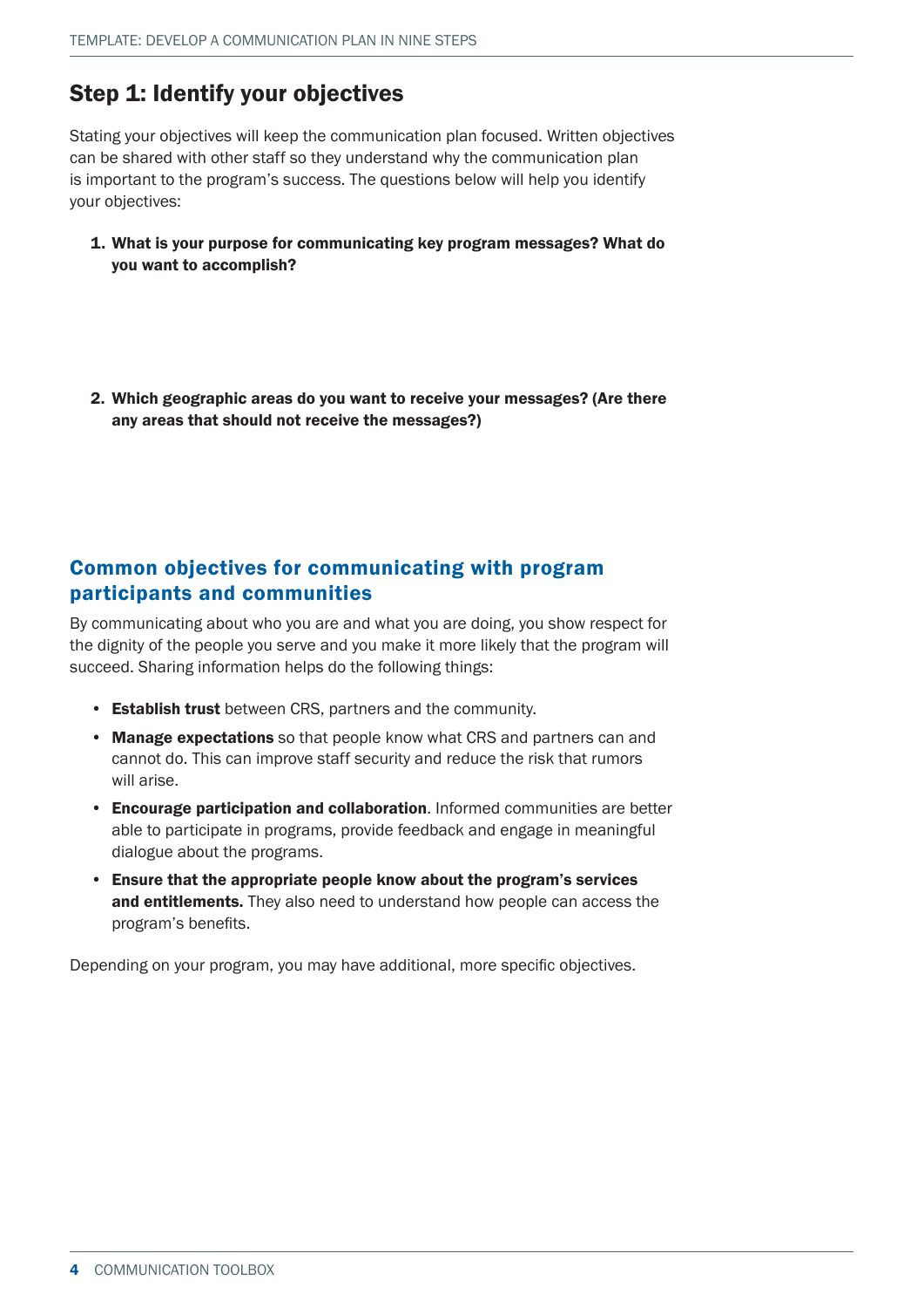## Step 1: Identify your objectives

Stating your objectives will keep the communication plan focused. Written objectives can be shared with other staff so they understand why the communication plan is important to the program's success. The questions below will help you identify your objectives:

1. **What is your purpose for communicating key program messages? What do you want to accomplish?**

2. **Which geographic areas do you want to receive your messages? (Are there any areas that should not receive the messages?)**

### Common objectives for communicating with program participants and communities

By communicating about who you are and what you are doing, you show respect for the dignity of the people you serve and you make it more likely that the program will succeed. Sharing information helps do the following things:

- **Establish trust** between CRS, partners and the community.
- **Manage expectations** so that people know what CRS and partners can and cannot do. This can improve staff security and reduce the risk that rumors will arise.
- **Encourage participation and collaboration**. Informed communities are better able to participate in programs, provide feedback and engage in meaningful dialogue about the programs.
- **Ensure that the appropriate people know about the program's services and entitlements.** They also need to understand how people can access the program's benefits.

Depending on your program, you may have additional, more specific objectives.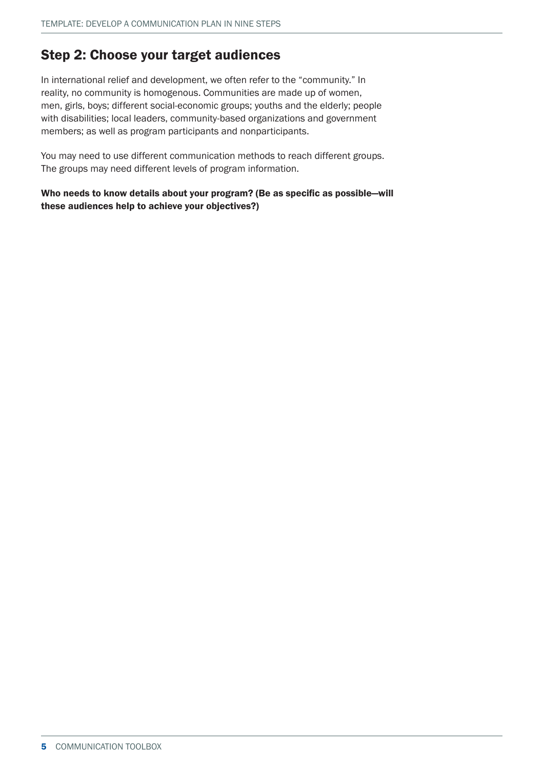## Step 2: Choose your target audiences

In international relief and development, we often refer to the "community." In reality, no community is homogenous. Communities are made up of women, men, girls, boys; different social-economic groups; youths and the elderly; people with disabilities; local leaders, community-based organizations and government members; as well as program participants and nonparticipants.

You may need to use different communication methods to reach different groups. The groups may need different levels of program information.

**Who needs to know details about your program? (Be as specific as possible—will these audiences help to achieve your objectives?)**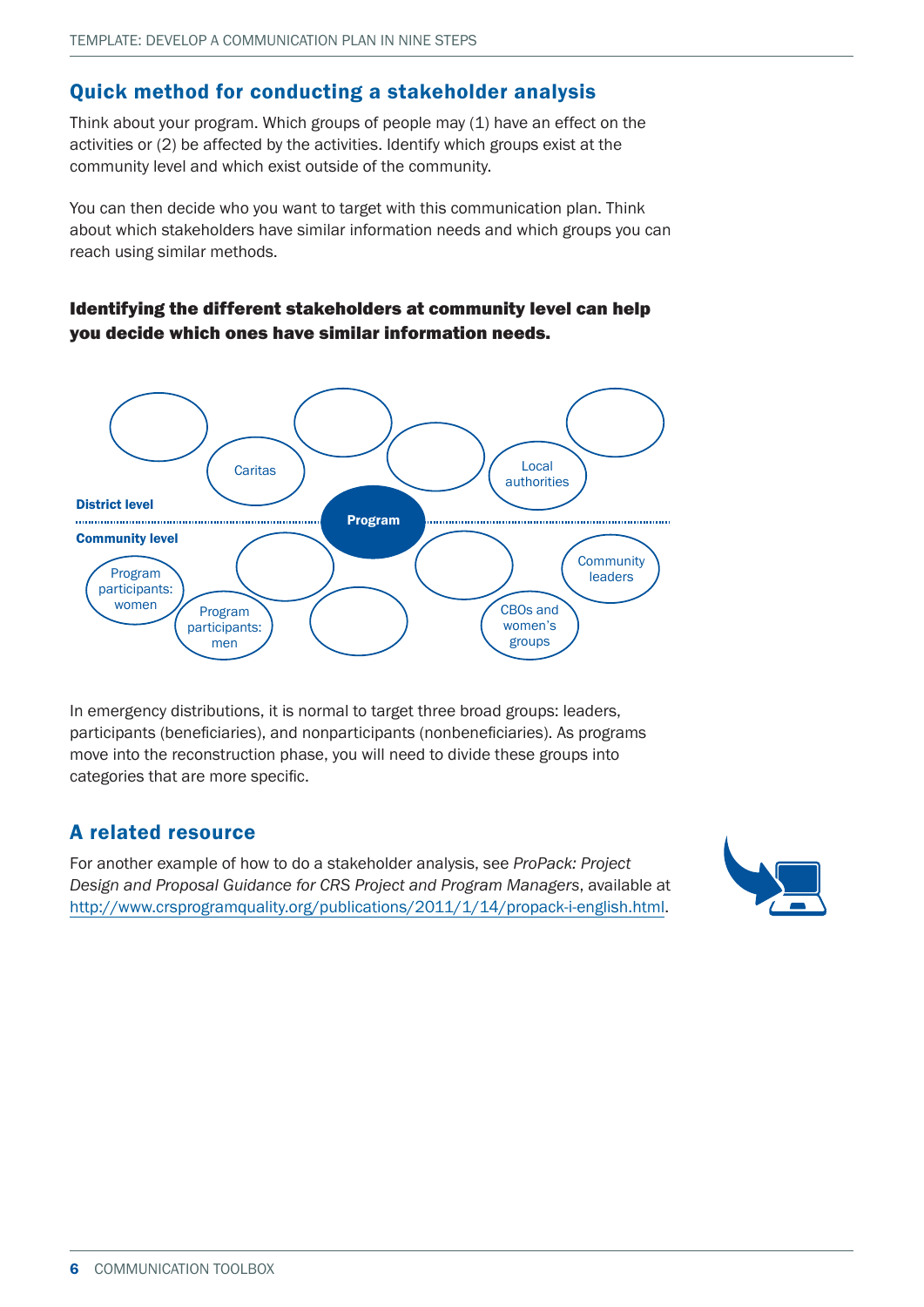## Quick method for conducting a stakeholder analysis

Think about your program. Which groups of people may (1) have an effect on the activities or (2) be affected by the activities. Identify which groups exist at the community level and which exist outside of the community.

You can then decide who you want to target with this communication plan. Think about which stakeholders have similar information needs and which groups you can reach using similar methods.

**Identifying the different stakeholders at community level can help you decide which ones have similar information needs.**

District level

Caritas

Local authorities

Program

Community level

Program participants: women

Program participants: men

Community leaders

CBOs and women's groups

In emergency distributions, it is normal to target three broad groups: leaders, participants (beneficiaries), and nonparticipants (nonbeneficiaries). As programs move into the reconstruction phase, you will need to divide these groups into categories that are more specific.

## A related resource

For another example of how to do a stakeholder analysis, see *ProPack: Project Design and Proposal Guidance for CRS Project and Program Managers*, available at http://www.crsprogramquality.org/publications/2011/1/14/propack-i-english.html.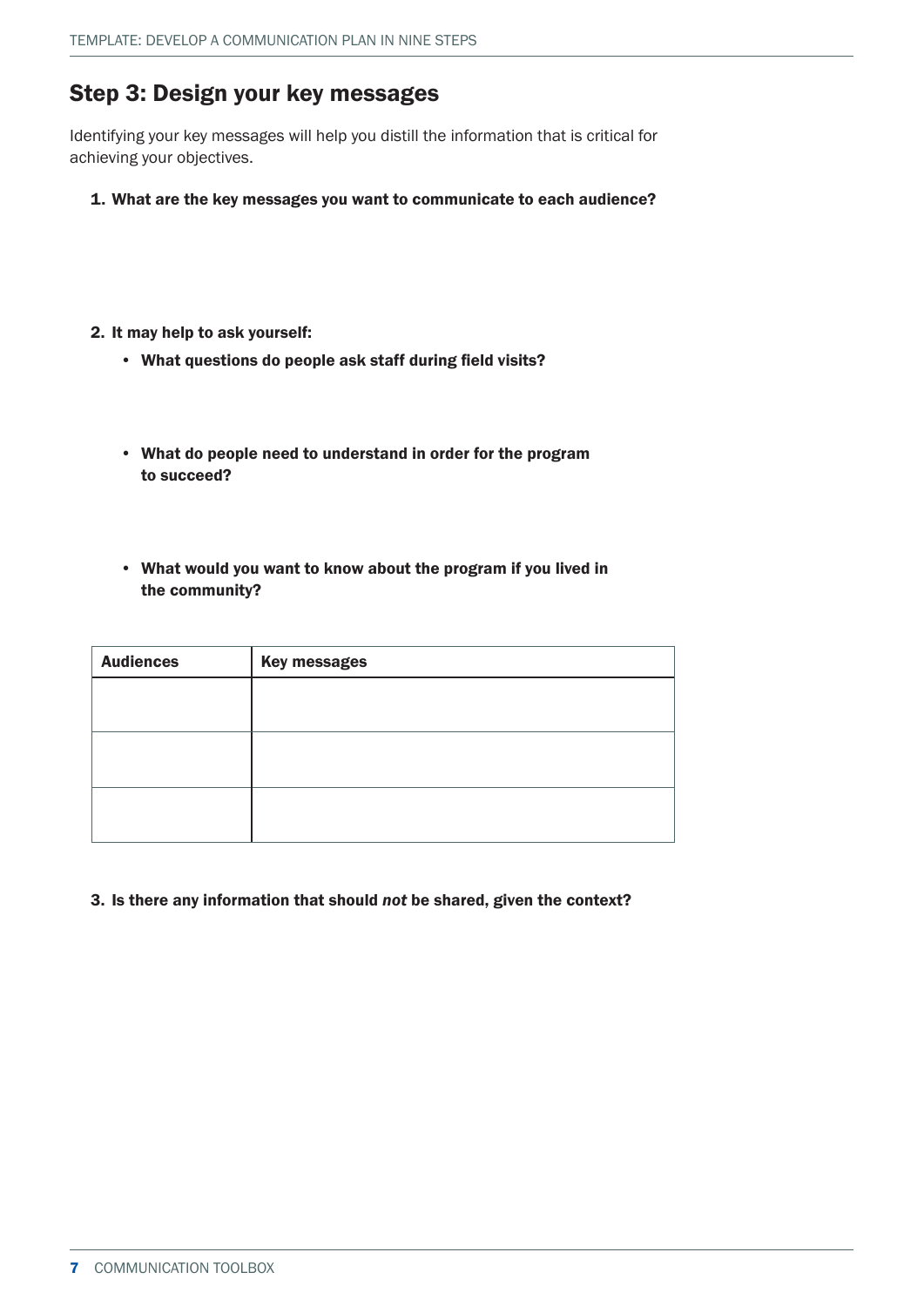## Step 3: Design your key messages

Identifying your key messages will help you distill the information that is critical for achieving your objectives.

1. **What are the key messages you want to communicate to each audience?**

2. **It may help to ask yourself:**
   - **What questions do people ask staff during field visits?**
   - **What do people need to understand in order for the program to succeed?**
   - **What would you want to know about the program if you lived in the community?**

| Audiences | Key messages |
| --- | --- |
| | |
| | |
| | |

3. **Is there any information that should *not* be shared, given the context?**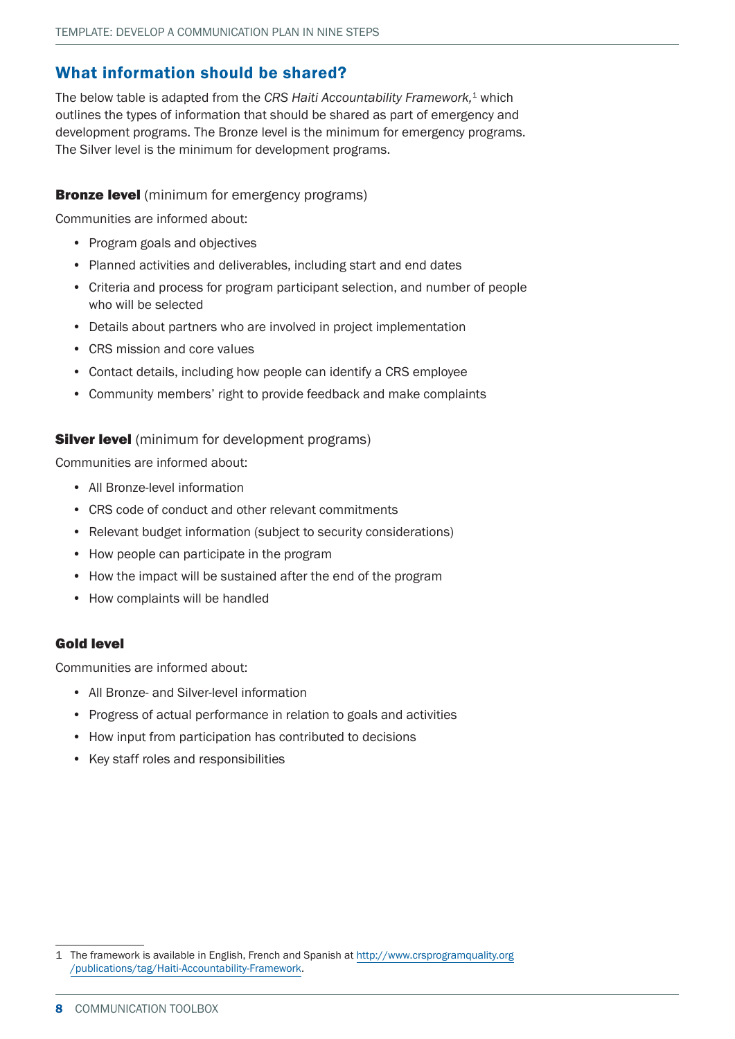## What information should be shared?

The below table is adapted from the *CRS Haiti Accountability Framework,*[1] which outlines the types of information that should be shared as part of emergency and development programs. The Bronze level is the minimum for emergency programs. The Silver level is the minimum for development programs.

**Bronze level** (minimum for emergency programs)

Communities are informed about:

- Program goals and objectives
- Planned activities and deliverables, including start and end dates
- Criteria and process for program participant selection, and number of people who will be selected
- Details about partners who are involved in project implementation
- CRS mission and core values
- Contact details, including how people can identify a CRS employee
- Community members' right to provide feedback and make complaints

**Silver level** (minimum for development programs)

Communities are informed about:

- All Bronze-level information
- CRS code of conduct and other relevant commitments
- Relevant budget information (subject to security considerations)
- How people can participate in the program
- How the impact will be sustained after the end of the program
- How complaints will be handled

**Gold level**

Communities are informed about:

- All Bronze- and Silver-level information
- Progress of actual performance in relation to goals and activities
- How input from participation has contributed to decisions
- Key staff roles and responsibilities

1 The framework is available in English, French and Spanish at http://www.crsprogramquality.org/publications/tag/Haiti-Accountability-Framework.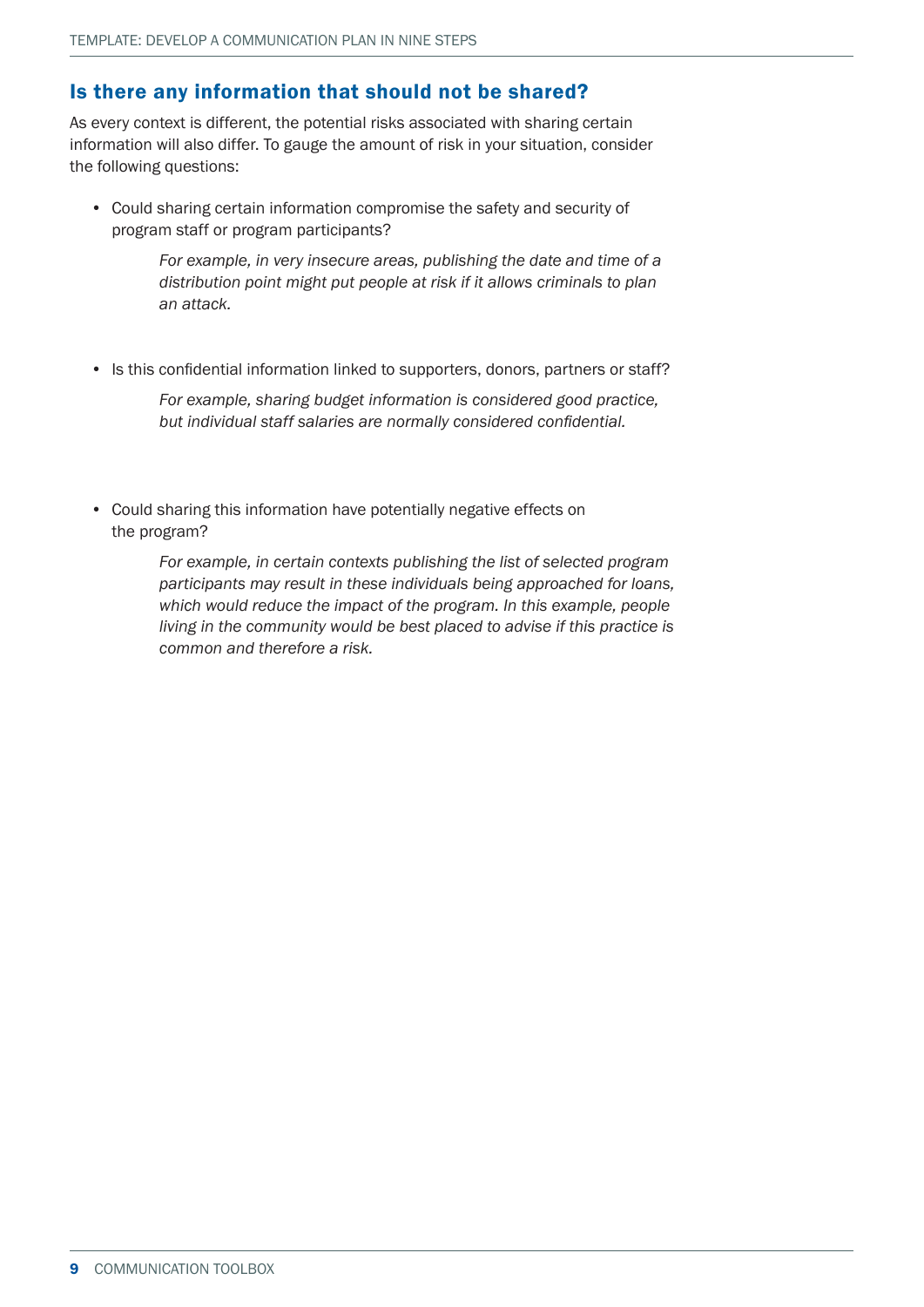## Is there any information that should not be shared?

As every context is different, the potential risks associated with sharing certain information will also differ. To gauge the amount of risk in your situation, consider the following questions:

- Could sharing certain information compromise the safety and security of program staff or program participants?

  *For example, in very insecure areas, publishing the date and time of a distribution point might put people at risk if it allows criminals to plan an attack.*

- Is this confidential information linked to supporters, donors, partners or staff?

  *For example, sharing budget information is considered good practice, but individual staff salaries are normally considered confidential.*

- Could sharing this information have potentially negative effects on the program?

  *For example, in certain contexts publishing the list of selected program participants may result in these individuals being approached for loans, which would reduce the impact of the program. In this example, people living in the community would be best placed to advise if this practice is common and therefore a risk.*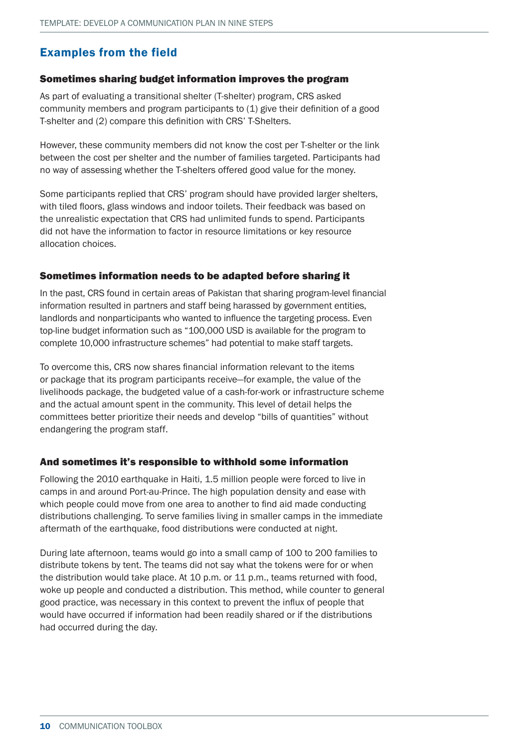## Examples from the field

### Sometimes sharing budget information improves the program

As part of evaluating a transitional shelter (T-shelter) program, CRS asked community members and program participants to (1) give their definition of a good T-shelter and (2) compare this definition with CRS' T-Shelters.

However, these community members did not know the cost per T-shelter or the link between the cost per shelter and the number of families targeted. Participants had no way of assessing whether the T-shelters offered good value for the money.

Some participants replied that CRS' program should have provided larger shelters, with tiled floors, glass windows and indoor toilets. Their feedback was based on the unrealistic expectation that CRS had unlimited funds to spend. Participants did not have the information to factor in resource limitations or key resource allocation choices.

### Sometimes information needs to be adapted before sharing it

In the past, CRS found in certain areas of Pakistan that sharing program-level financial information resulted in partners and staff being harassed by government entities, landlords and nonparticipants who wanted to influence the targeting process. Even top-line budget information such as "100,000 USD is available for the program to complete 10,000 infrastructure schemes" had potential to make staff targets.

To overcome this, CRS now shares financial information relevant to the items or package that its program participants receive—for example, the value of the livelihoods package, the budgeted value of a cash-for-work or infrastructure scheme and the actual amount spent in the community. This level of detail helps the committees better prioritize their needs and develop "bills of quantities" without endangering the program staff.

### And sometimes it's responsible to withhold some information

Following the 2010 earthquake in Haiti, 1.5 million people were forced to live in camps in and around Port-au-Prince. The high population density and ease with which people could move from one area to another to find aid made conducting distributions challenging. To serve families living in smaller camps in the immediate aftermath of the earthquake, food distributions were conducted at night.

During late afternoon, teams would go into a small camp of 100 to 200 families to distribute tokens by tent. The teams did not say what the tokens were for or when the distribution would take place. At 10 p.m. or 11 p.m., teams returned with food, woke up people and conducted a distribution. This method, while counter to general good practice, was necessary in this context to prevent the influx of people that would have occurred if information had been readily shared or if the distributions had occurred during the day.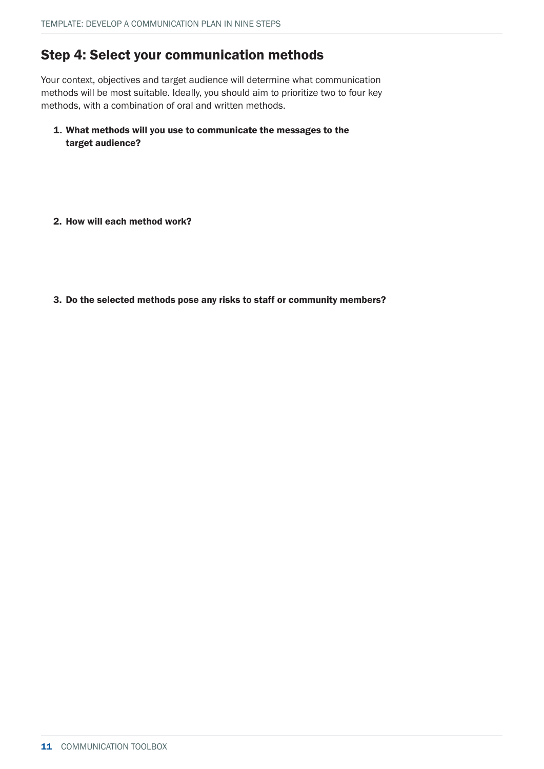## Step 4: Select your communication methods

Your context, objectives and target audience will determine what communication methods will be most suitable. Ideally, you should aim to prioritize two to four key methods, with a combination of oral and written methods.

1. **What methods will you use to communicate the messages to the target audience?**

2. **How will each method work?**

3. **Do the selected methods pose any risks to staff or community members?**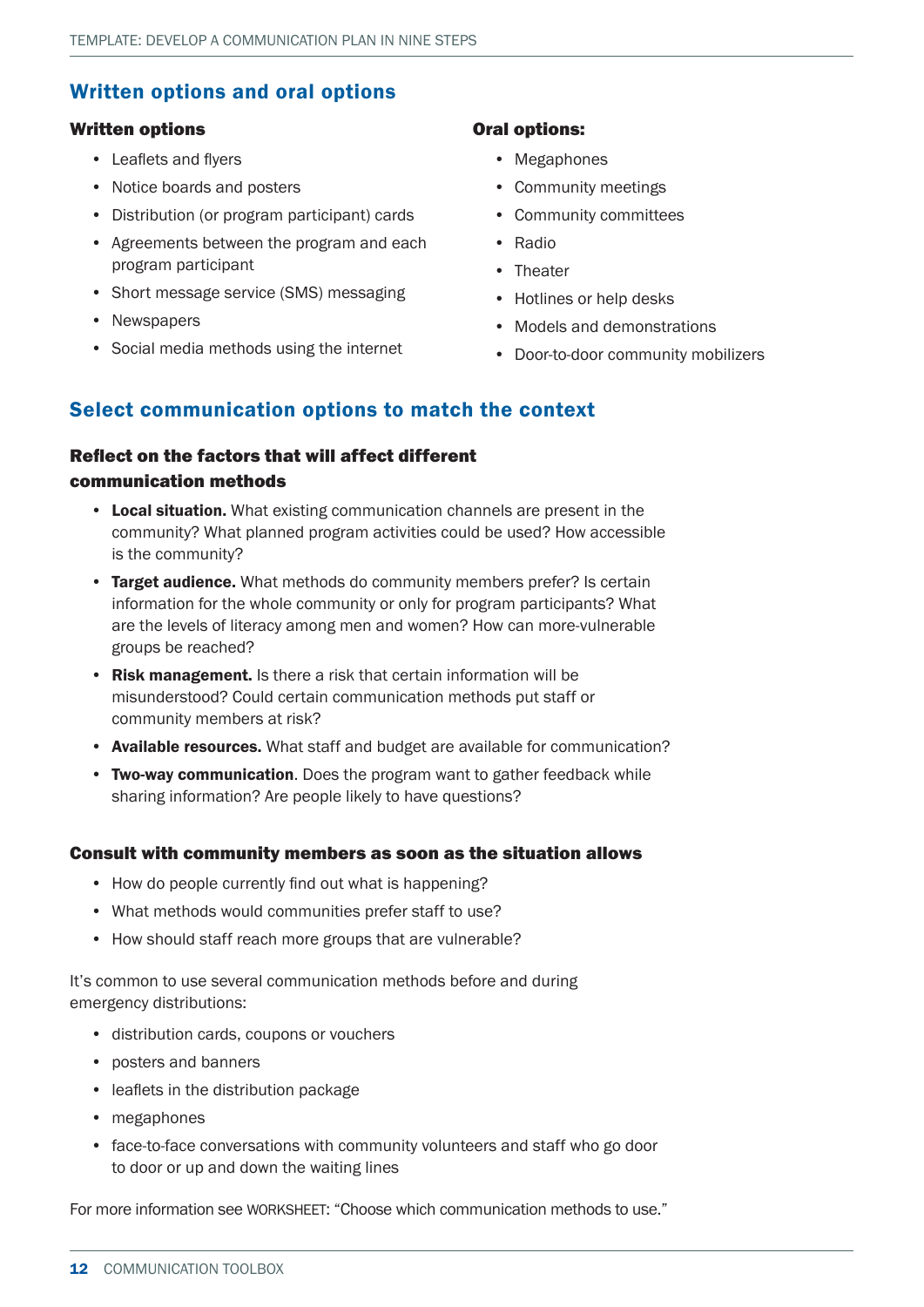## Written options and oral options

### Written options

- Leaflets and flyers
- Notice boards and posters
- Distribution (or program participant) cards
- Agreements between the program and each program participant
- Short message service (SMS) messaging
- Newspapers
- Social media methods using the internet

### Oral options:

- Megaphones
- Community meetings
- Community committees
- Radio
- Theater
- Hotlines or help desks
- Models and demonstrations
- Door-to-door community mobilizers

## Select communication options to match the context

### Reflect on the factors that will affect different communication methods

- **Local situation.** What existing communication channels are present in the community? What planned program activities could be used? How accessible is the community?
- **Target audience.** What methods do community members prefer? Is certain information for the whole community or only for program participants? What are the levels of literacy among men and women? How can more-vulnerable groups be reached?
- **Risk management.** Is there a risk that certain information will be misunderstood? Could certain communication methods put staff or community members at risk?
- **Available resources.** What staff and budget are available for communication?
- **Two-way communication**. Does the program want to gather feedback while sharing information? Are people likely to have questions?

### Consult with community members as soon as the situation allows

- How do people currently find out what is happening?
- What methods would communities prefer staff to use?
- How should staff reach more groups that are vulnerable?

It's common to use several communication methods before and during emergency distributions:

- distribution cards, coupons or vouchers
- posters and banners
- leaflets in the distribution package
- megaphones
- face-to-face conversations with community volunteers and staff who go door to door or up and down the waiting lines

For more information see WORKSHEET: "Choose which communication methods to use."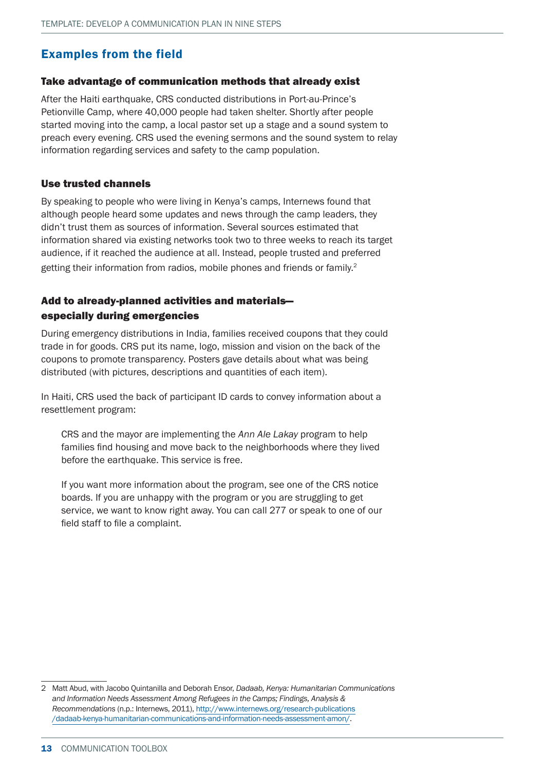## Examples from the field

### Take advantage of communication methods that already exist

After the Haiti earthquake, CRS conducted distributions in Port-au-Prince's Petionville Camp, where 40,000 people had taken shelter. Shortly after people started moving into the camp, a local pastor set up a stage and a sound system to preach every evening. CRS used the evening sermons and the sound system to relay information regarding services and safety to the camp population.

### Use trusted channels

By speaking to people who were living in Kenya's camps, Internews found that although people heard some updates and news through the camp leaders, they didn't trust them as sources of information. Several sources estimated that information shared via existing networks took two to three weeks to reach its target audience, if it reached the audience at all. Instead, people trusted and preferred getting their information from radios, mobile phones and friends or family.[2]

### Add to already-planned activities and materials—especially during emergencies

During emergency distributions in India, families received coupons that they could trade in for goods. CRS put its name, logo, mission and vision on the back of the coupons to promote transparency. Posters gave details about what was being distributed (with pictures, descriptions and quantities of each item).

In Haiti, CRS used the back of participant ID cards to convey information about a resettlement program:

> CRS and the mayor are implementing the *Ann Ale Lakay* program to help families find housing and move back to the neighborhoods where they lived before the earthquake. This service is free.
>
> If you want more information about the program, see one of the CRS notice boards. If you are unhappy with the program or you are struggling to get service, we want to know right away. You can call 277 or speak to one of our field staff to file a complaint.

---

2 Matt Abud, with Jacobo Quintanilla and Deborah Ensor, *Dadaab, Kenya: Humanitarian Communications and Information Needs Assessment Among Refugees in the Camps; Findings, Analysis & Recommendations* (n.p.: Internews, 2011), http://www.internews.org/research-publications/dadaab-kenya-humanitarian-communications-and-information-needs-assessment-amon/.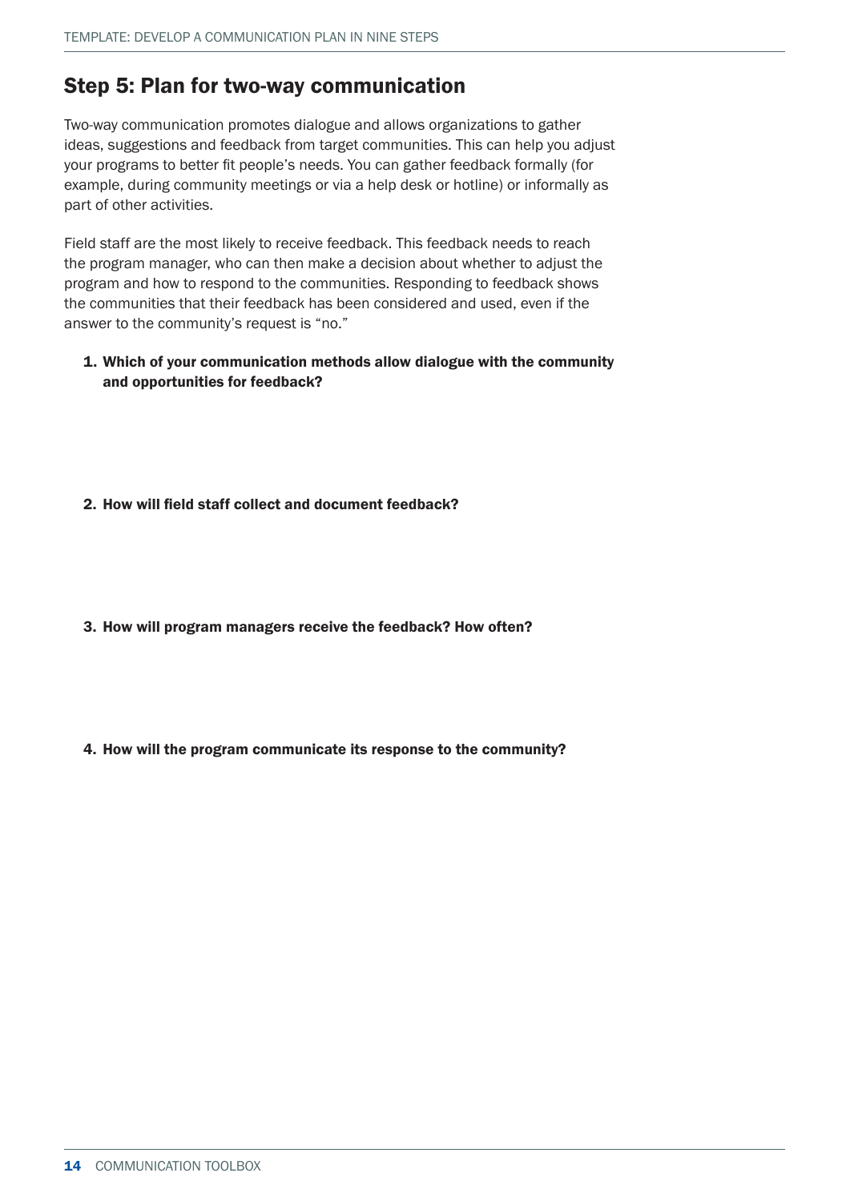## Step 5: Plan for two-way communication

Two-way communication promotes dialogue and allows organizations to gather ideas, suggestions and feedback from target communities. This can help you adjust your programs to better fit people's needs. You can gather feedback formally (for example, during community meetings or via a help desk or hotline) or informally as part of other activities.

Field staff are the most likely to receive feedback. This feedback needs to reach the program manager, who can then make a decision about whether to adjust the program and how to respond to the communities. Responding to feedback shows the communities that their feedback has been considered and used, even if the answer to the community's request is "no."

1. **Which of your communication methods allow dialogue with the community and opportunities for feedback?**

2. **How will field staff collect and document feedback?**

3. **How will program managers receive the feedback? How often?**

4. **How will the program communicate its response to the community?**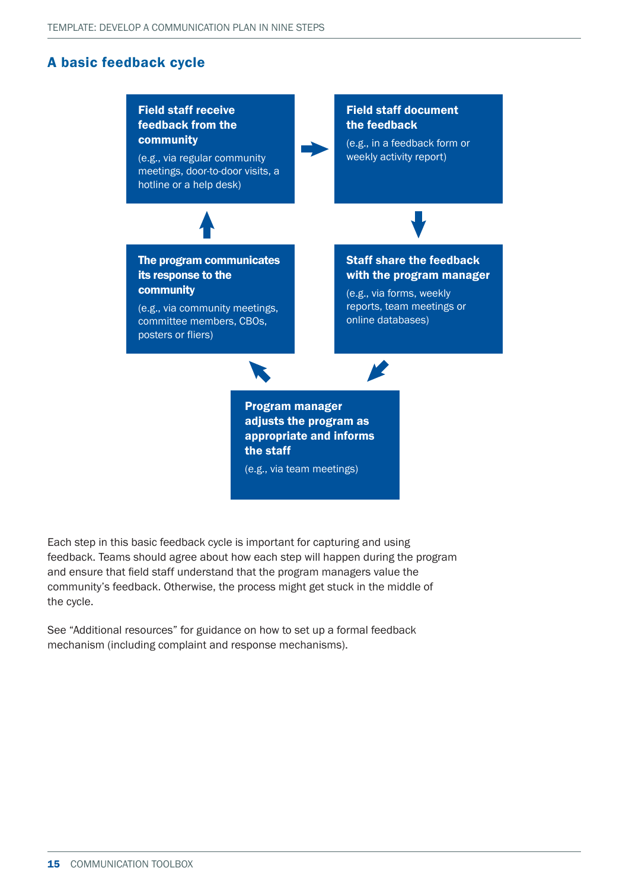## A basic feedback cycle

**Field staff receive feedback from the community**

(e.g., via regular community meetings, door-to-door visits, a hotline or a help desk)

**Field staff document the feedback**

(e.g., in a feedback form or weekly activity report)

**Staff share the feedback with the program manager**

(e.g., via forms, weekly reports, team meetings or online databases)

**Program manager adjusts the program as appropriate and informs the staff**

(e.g., via team meetings)

**The program communicates its response to the community**

(e.g., via community meetings, committee members, CBOs, posters or fliers)

Each step in this basic feedback cycle is important for capturing and using feedback. Teams should agree about how each step will happen during the program and ensure that field staff understand that the program managers value the community's feedback. Otherwise, the process might get stuck in the middle of the cycle.

See "Additional resources" for guidance on how to set up a formal feedback mechanism (including complaint and response mechanisms).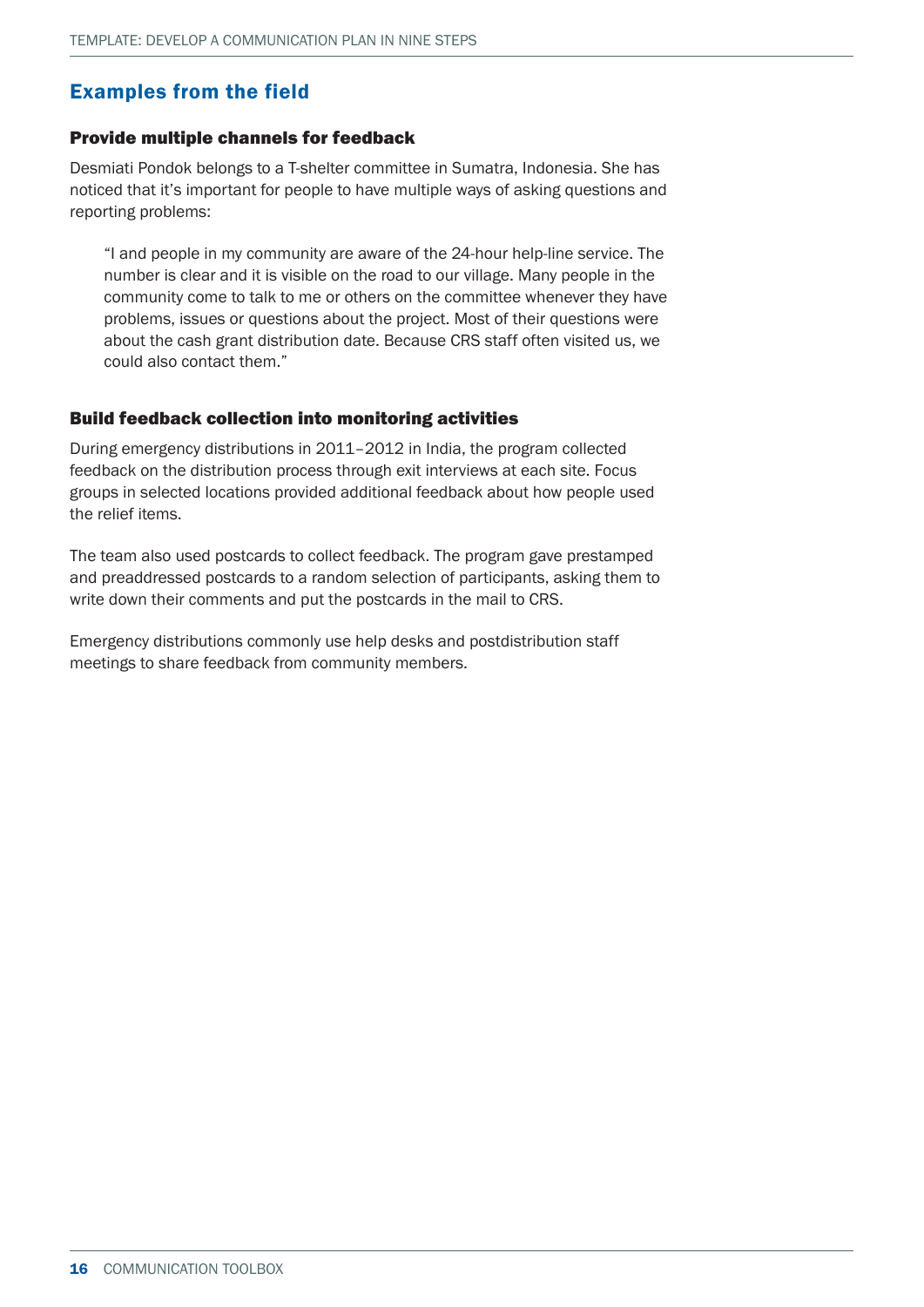## Examples from the field

### Provide multiple channels for feedback

Desmiati Pondok belongs to a T-shelter committee in Sumatra, Indonesia. She has noticed that it's important for people to have multiple ways of asking questions and reporting problems:

> "I and people in my community are aware of the 24-hour help-line service. The number is clear and it is visible on the road to our village. Many people in the community come to talk to me or others on the committee whenever they have problems, issues or questions about the project. Most of their questions were about the cash grant distribution date. Because CRS staff often visited us, we could also contact them."

### Build feedback collection into monitoring activities

During emergency distributions in 2011–2012 in India, the program collected feedback on the distribution process through exit interviews at each site. Focus groups in selected locations provided additional feedback about how people used the relief items.

The team also used postcards to collect feedback. The program gave prestamped and preaddressed postcards to a random selection of participants, asking them to write down their comments and put the postcards in the mail to CRS.

Emergency distributions commonly use help desks and postdistribution staff meetings to share feedback from community members.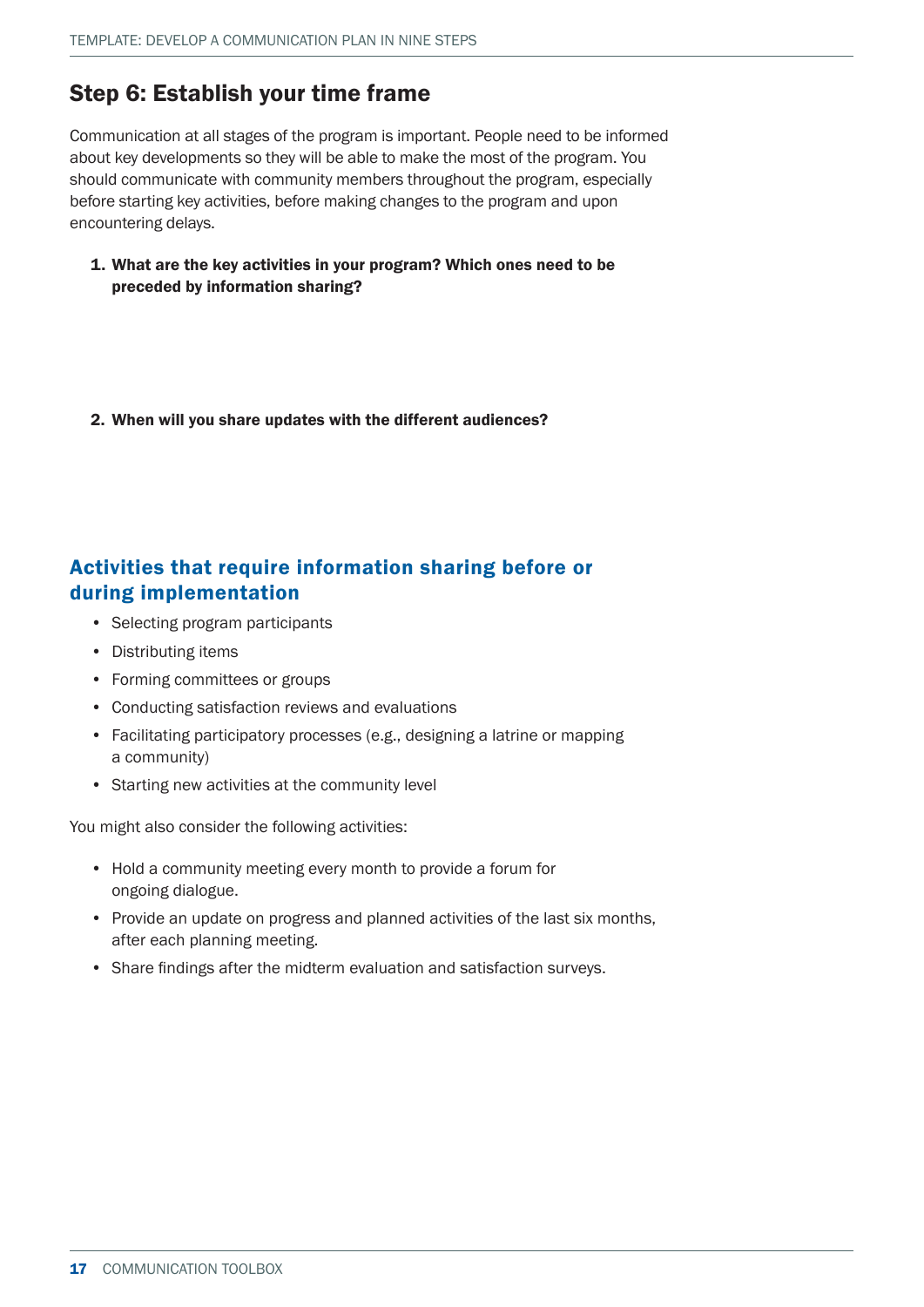## Step 6: Establish your time frame

Communication at all stages of the program is important. People need to be informed about key developments so they will be able to make the most of the program. You should communicate with community members throughout the program, especially before starting key activities, before making changes to the program and upon encountering delays.

1. **What are the key activities in your program? Which ones need to be preceded by information sharing?**

2. **When will you share updates with the different audiences?**

### Activities that require information sharing before or during implementation

- Selecting program participants
- Distributing items
- Forming committees or groups
- Conducting satisfaction reviews and evaluations
- Facilitating participatory processes (e.g., designing a latrine or mapping a community)
- Starting new activities at the community level

You might also consider the following activities:

- Hold a community meeting every month to provide a forum for ongoing dialogue.
- Provide an update on progress and planned activities of the last six months, after each planning meeting.
- Share findings after the midterm evaluation and satisfaction surveys.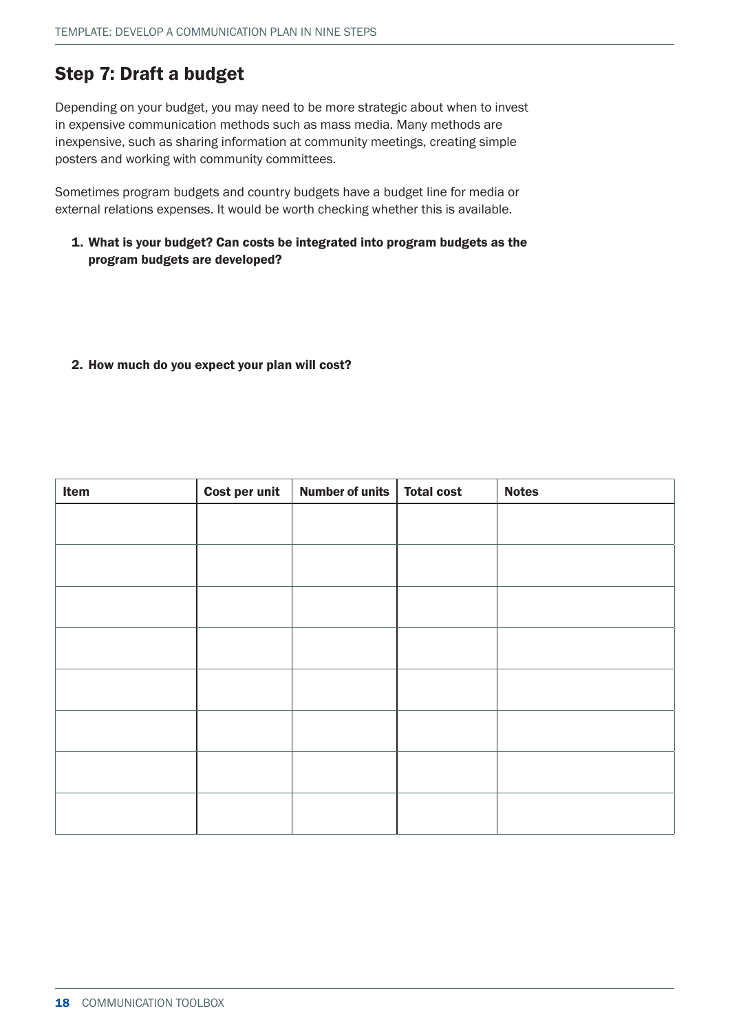## Step 7: Draft a budget

Depending on your budget, you may need to be more strategic about when to invest in expensive communication methods such as mass media. Many methods are inexpensive, such as sharing information at community meetings, creating simple posters and working with community committees.

Sometimes program budgets and country budgets have a budget line for media or external relations expenses. It would be worth checking whether this is available.

1. **What is your budget? Can costs be integrated into program budgets as the program budgets are developed?**

2. **How much do you expect your plan will cost?**

| Item | Cost per unit | Number of units | Total cost | Notes |
|---|---|---|---|---|
| | | | | |
| | | | | |
| | | | | |
| | | | | |
| | | | | |
| | | | | |
| | | | | |
| | | | | |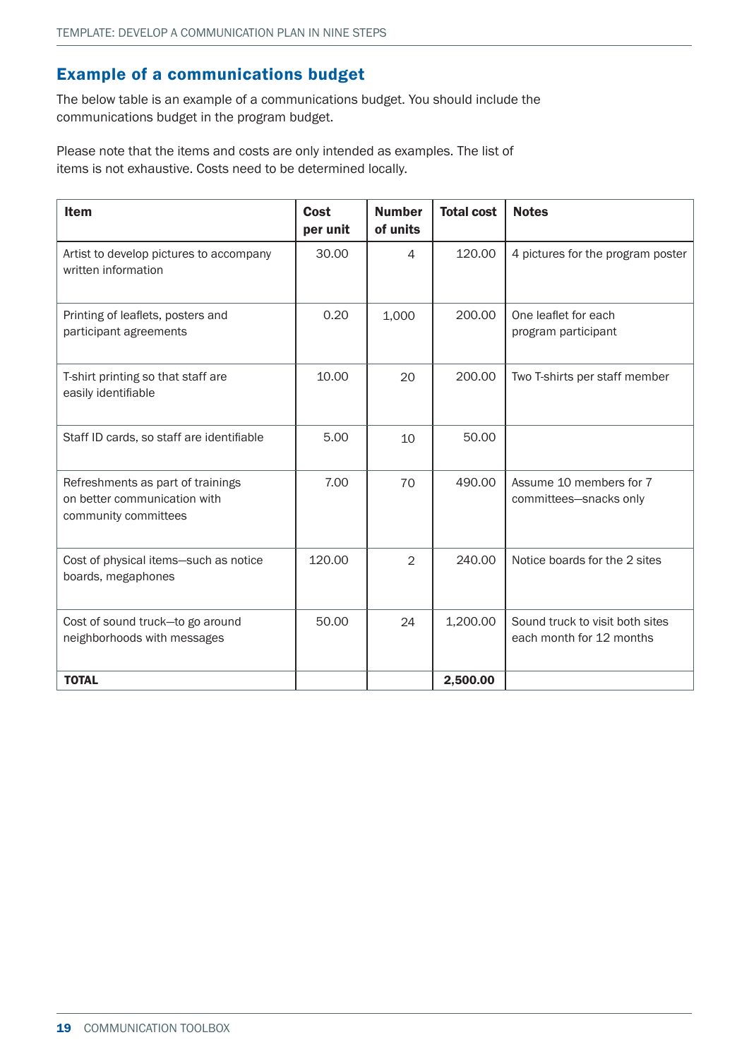## Example of a communications budget

The below table is an example of a communications budget. You should include the communications budget in the program budget.

Please note that the items and costs are only intended as examples. The list of items is not exhaustive. Costs need to be determined locally.

| Item | Cost per unit | Number of units | Total cost | Notes |
|---|---|---|---|---|
| Artist to develop pictures to accompany written information | 30.00 | 4 | 120.00 | 4 pictures for the program poster |
| Printing of leaflets, posters and participant agreements | 0.20 | 1,000 | 200.00 | One leaflet for each program participant |
| T-shirt printing so that staff are easily identifiable | 10.00 | 20 | 200.00 | Two T-shirts per staff member |
| Staff ID cards, so staff are identifiable | 5.00 | 10 | 50.00 | |
| Refreshments as part of trainings on better communication with community committees | 7.00 | 70 | 490.00 | Assume 10 members for 7 committees—snacks only |
| Cost of physical items—such as notice boards, megaphones | 120.00 | 2 | 240.00 | Notice boards for the 2 sites |
| Cost of sound truck—to go around neighborhoods with messages | 50.00 | 24 | 1,200.00 | Sound truck to visit both sites each month for 12 months |
| **TOTAL** | | | **2,500.00** | |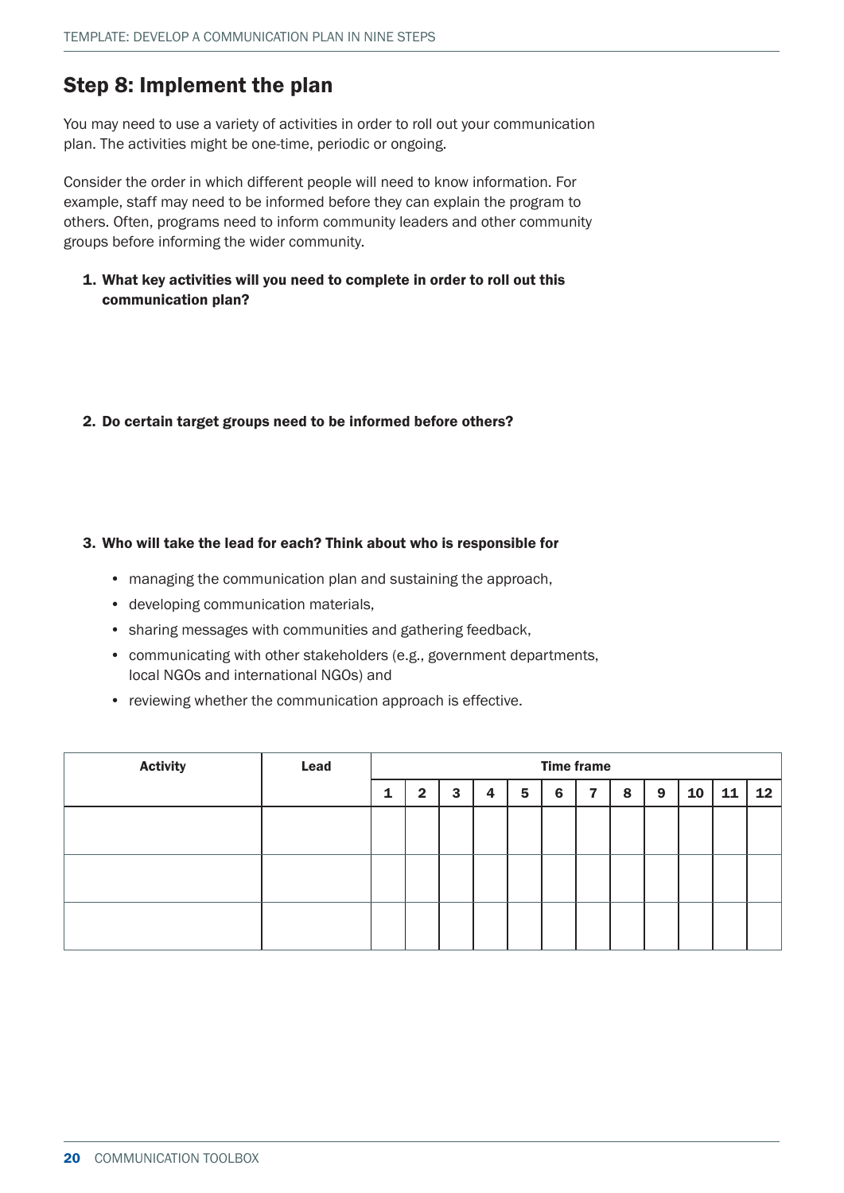## Step 8: Implement the plan

You may need to use a variety of activities in order to roll out your communication plan. The activities might be one-time, periodic or ongoing.

Consider the order in which different people will need to know information. For example, staff may need to be informed before they can explain the program to others. Often, programs need to inform community leaders and other community groups before informing the wider community.

1. **What key activities will you need to complete in order to roll out this communication plan?**

2. **Do certain target groups need to be informed before others?**

3. **Who will take the lead for each? Think about who is responsible for**
   - managing the communication plan and sustaining the approach,
   - developing communication materials,
   - sharing messages with communities and gathering feedback,
   - communicating with other stakeholders (e.g., government departments, local NGOs and international NGOs) and
   - reviewing whether the communication approach is effective.

| Activity | Lead | Time frame | | | | | | | | | | | |
|---|---|---|---|---|---|---|---|---|---|---|---|---|---|
| | | 1 | 2 | 3 | 4 | 5 | 6 | 7 | 8 | 9 | 10 | 11 | 12 |
| | | | | | | | | | | | | | |
| | | | | | | | | | | | | | |
| | | | | | | | | | | | | | |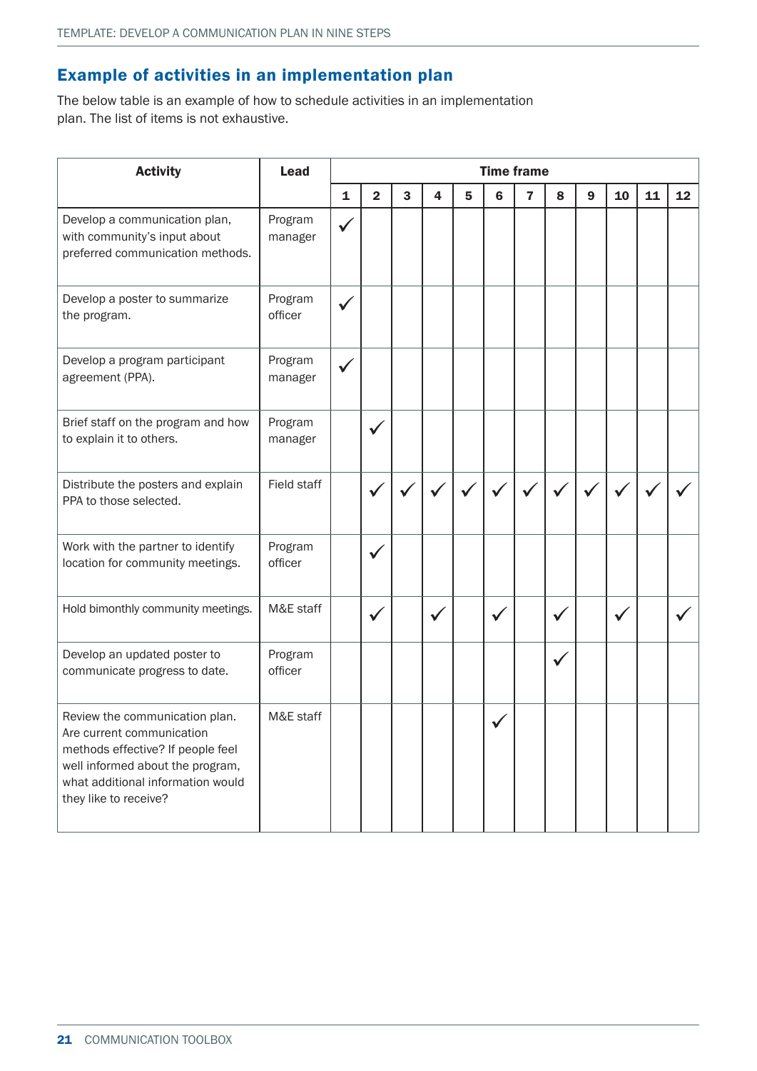## Example of activities in an implementation plan

The below table is an example of how to schedule activities in an implementation plan. The list of items is not exhaustive.

| Activity | Lead | Time frame | | | | | | | | | | | |
|---|---|---|---|---|---|---|---|---|---|---|---|---|---|
| | | 1 | 2 | 3 | 4 | 5 | 6 | 7 | 8 | 9 | 10 | 11 | 12 |
| Develop a communication plan, with community's input about preferred communication methods. | Program manager | ✓ | | | | | | | | | | | |
| Develop a poster to summarize the program. | Program officer | ✓ | | | | | | | | | | | |
| Develop a program participant agreement (PPA). | Program manager | ✓ | | | | | | | | | | | |
| Brief staff on the program and how to explain it to others. | Program manager | | ✓ | | | | | | | | | | |
| Distribute the posters and explain PPA to those selected. | Field staff | | ✓ | ✓ | ✓ | ✓ | ✓ | ✓ | ✓ | ✓ | ✓ | ✓ | ✓ |
| Work with the partner to identify location for community meetings. | Program officer | | ✓ | | | | | | | | | | |
| Hold bimonthly community meetings. | M&E staff | | ✓ | | ✓ | | ✓ | | ✓ | | ✓ | | ✓ |
| Develop an updated poster to communicate progress to date. | Program officer | | | | | | | | ✓ | | | | |
| Review the communication plan. Are current communication methods effective? If people feel well informed about the program, what additional information would they like to receive? | M&E staff | | | | | | ✓ | | | | | | |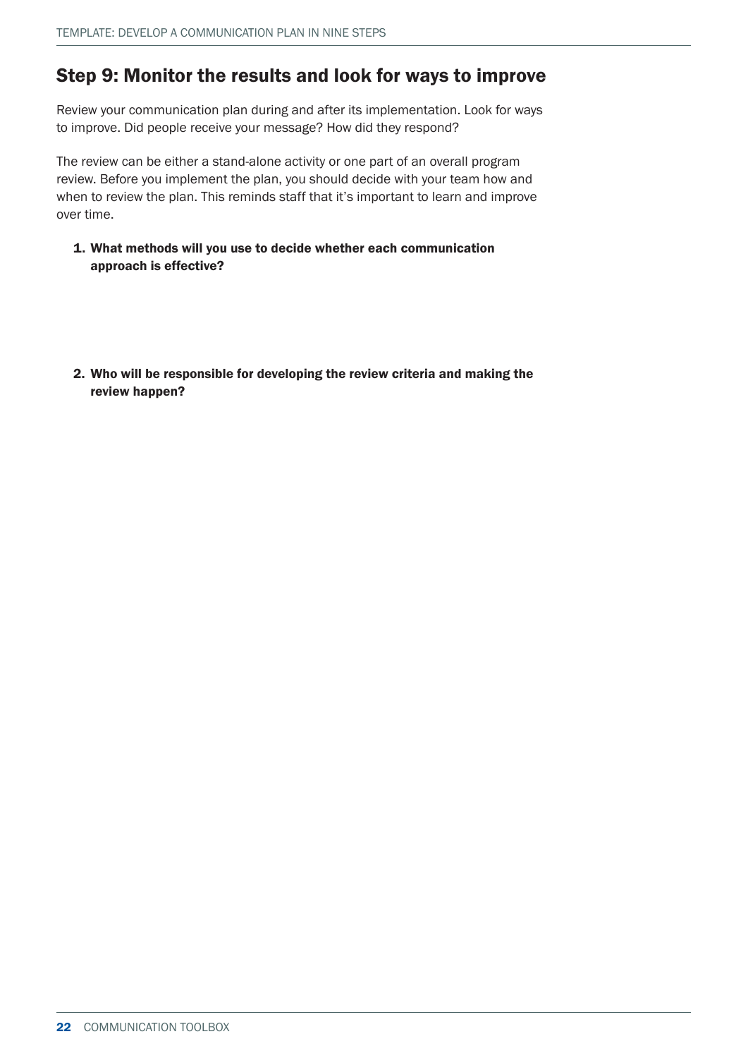## Step 9: Monitor the results and look for ways to improve

Review your communication plan during and after its implementation. Look for ways to improve. Did people receive your message? How did they respond?

The review can be either a stand-alone activity or one part of an overall program review. Before you implement the plan, you should decide with your team how and when to review the plan. This reminds staff that it's important to learn and improve over time.

1. **What methods will you use to decide whether each communication approach is effective?**

2. **Who will be responsible for developing the review criteria and making the review happen?**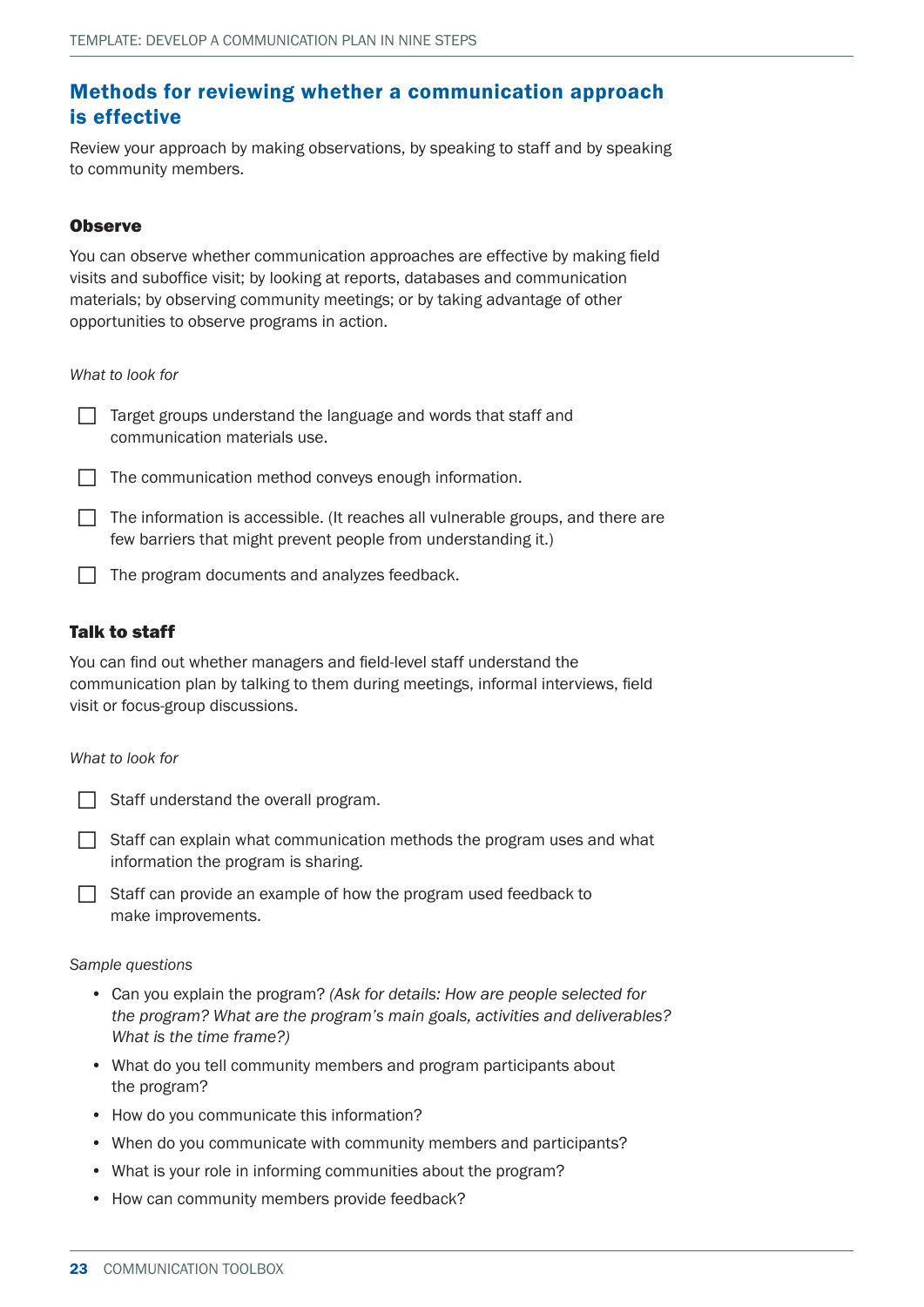## Methods for reviewing whether a communication approach is effective

Review your approach by making observations, by speaking to staff and by speaking to community members.

### Observe

You can observe whether communication approaches are effective by making field visits and suboffice visit; by looking at reports, databases and communication materials; by observing community meetings; or by taking advantage of other opportunities to observe programs in action.

*What to look for*

- [ ] Target groups understand the language and words that staff and communication materials use.
- [ ] The communication method conveys enough information.
- [ ] The information is accessible. (It reaches all vulnerable groups, and there are few barriers that might prevent people from understanding it.)
- [ ] The program documents and analyzes feedback.

### Talk to staff

You can find out whether managers and field-level staff understand the communication plan by talking to them during meetings, informal interviews, field visit or focus-group discussions.

*What to look for*

- [ ] Staff understand the overall program.
- [ ] Staff can explain what communication methods the program uses and what information the program is sharing.
- [ ] Staff can provide an example of how the program used feedback to make improvements.

*Sample questions*

- Can you explain the program? *(Ask for details: How are people selected for the program? What are the program's main goals, activities and deliverables? What is the time frame?)*
- What do you tell community members and program participants about the program?
- How do you communicate this information?
- When do you communicate with community members and participants?
- What is your role in informing communities about the program?
- How can community members provide feedback?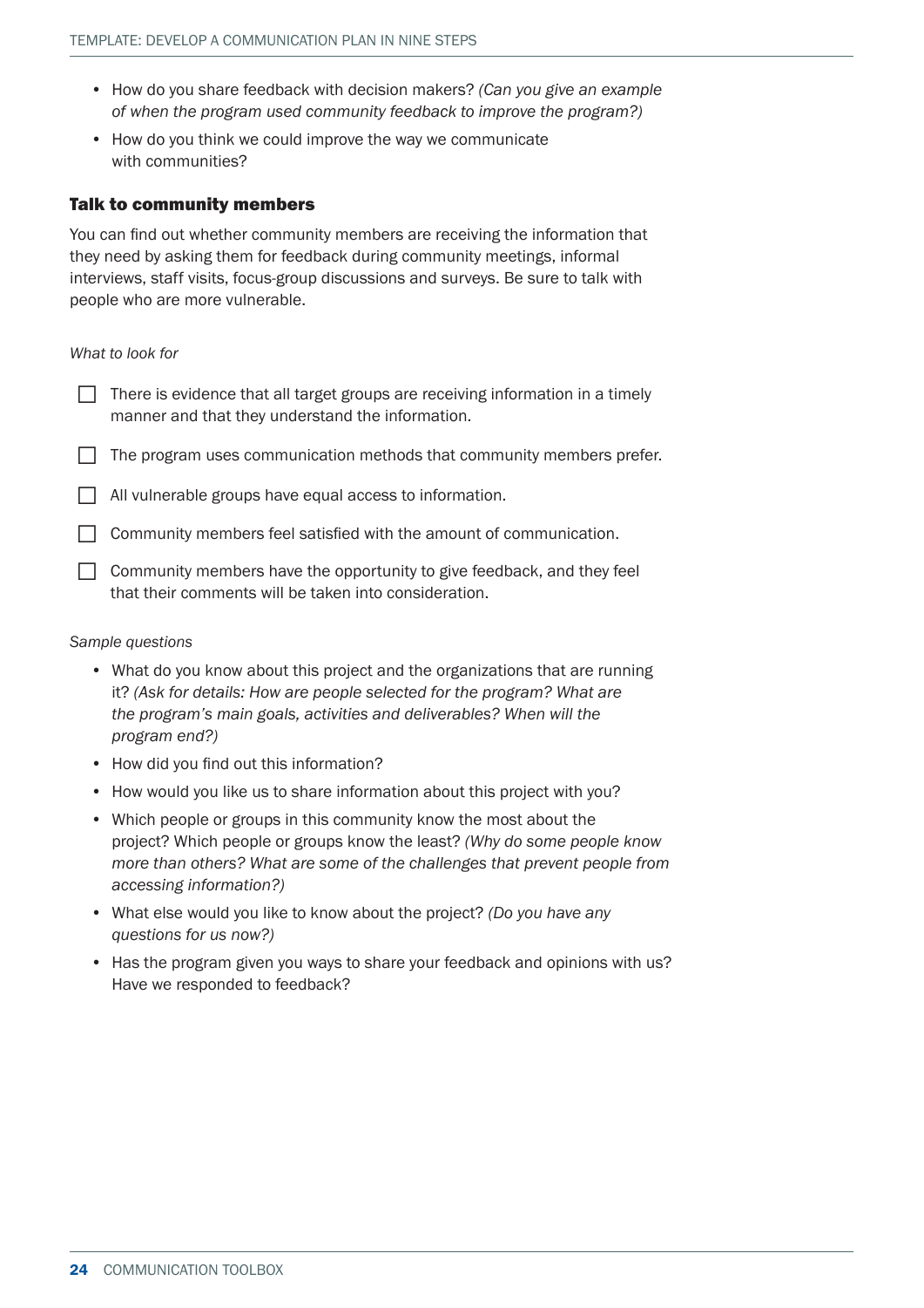- How do you share feedback with decision makers? *(Can you give an example of when the program used community feedback to improve the program?)*
- How do you think we could improve the way we communicate with communities?

### Talk to community members

You can find out whether community members are receiving the information that they need by asking them for feedback during community meetings, informal interviews, staff visits, focus-group discussions and surveys. Be sure to talk with people who are more vulnerable.

*What to look for*

- [ ] There is evidence that all target groups are receiving information in a timely manner and that they understand the information.
- [ ] The program uses communication methods that community members prefer.
- [ ] All vulnerable groups have equal access to information.
- [ ] Community members feel satisfied with the amount of communication.
- [ ] Community members have the opportunity to give feedback, and they feel that their comments will be taken into consideration.

*Sample questions*

- What do you know about this project and the organizations that are running it? *(Ask for details: How are people selected for the program? What are the program's main goals, activities and deliverables? When will the program end?)*
- How did you find out this information?
- How would you like us to share information about this project with you?
- Which people or groups in this community know the most about the project? Which people or groups know the least? *(Why do some people know more than others? What are some of the challenges that prevent people from accessing information?)*
- What else would you like to know about the project? *(Do you have any questions for us now?)*
- Has the program given you ways to share your feedback and opinions with us? Have we responded to feedback?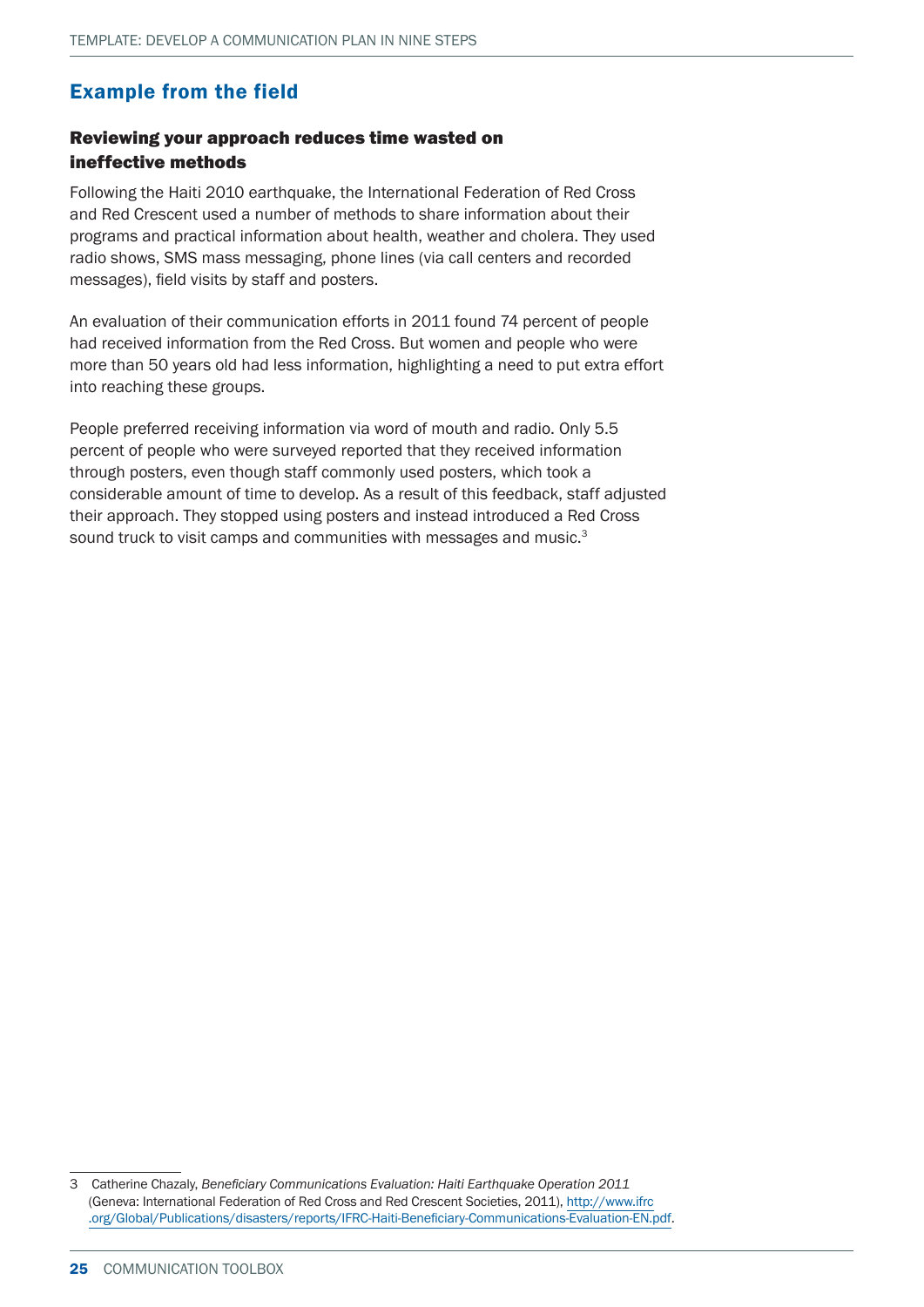## Example from the field

### Reviewing your approach reduces time wasted on ineffective methods

Following the Haiti 2010 earthquake, the International Federation of Red Cross and Red Crescent used a number of methods to share information about their programs and practical information about health, weather and cholera. They used radio shows, SMS mass messaging, phone lines (via call centers and recorded messages), field visits by staff and posters.

An evaluation of their communication efforts in 2011 found 74 percent of people had received information from the Red Cross. But women and people who were more than 50 years old had less information, highlighting a need to put extra effort into reaching these groups.

People preferred receiving information via word of mouth and radio. Only 5.5 percent of people who were surveyed reported that they received information through posters, even though staff commonly used posters, which took a considerable amount of time to develop. As a result of this feedback, staff adjusted their approach. They stopped using posters and instead introduced a Red Cross sound truck to visit camps and communities with messages and music.[3]

---

3 Catherine Chazaly, *Beneficiary Communications Evaluation: Haiti Earthquake Operation 2011* (Geneva: International Federation of Red Cross and Red Crescent Societies, 2011), http://www.ifrc.org/Global/Publications/disasters/reports/IFRC-Haiti-Beneficiary-Communications-Evaluation-EN.pdf.